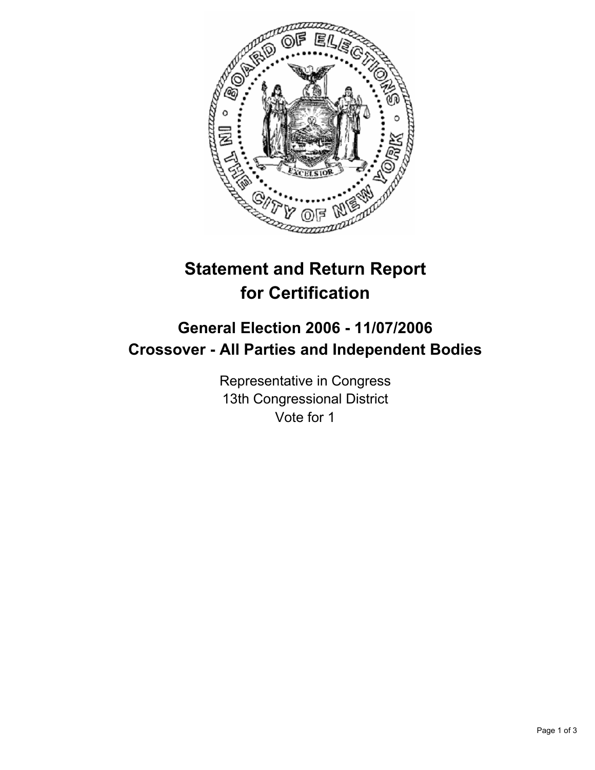# Statement and Return Report for Certification

## General Election 2006 - 11/07/2006
## Crossover - All Parties and Independent Bodies

Representative in Congress
13th Congressional District
Vote for 1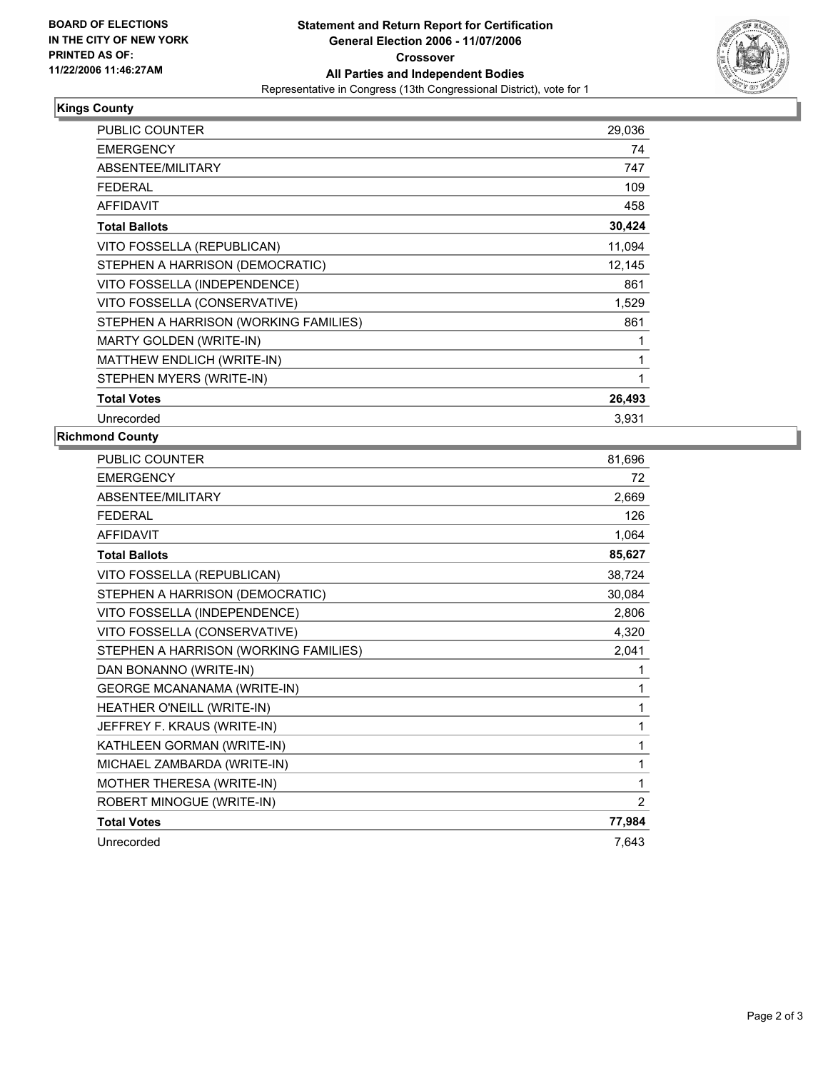BOARD OF ELECTIONS
IN THE CITY OF NEW YORK
PRINTED AS OF:
11/22/2006 11:46:27AM

# Statement and Return Report for Certification
## General Election 2006 - 11/07/2006
## Crossover
## All Parties and Independent Bodies

Representative in Congress (13th Congressional District), vote for 1

### Kings County

| | |
|---|---|
| PUBLIC COUNTER | 29,036 |
| EMERGENCY | 74 |
| ABSENTEE/MILITARY | 747 |
| FEDERAL | 109 |
| AFFIDAVIT | 458 |
| **Total Ballots** | **30,424** |
| VITO FOSSELLA (REPUBLICAN) | 11,094 |
| STEPHEN A HARRISON (DEMOCRATIC) | 12,145 |
| VITO FOSSELLA (INDEPENDENCE) | 861 |
| VITO FOSSELLA (CONSERVATIVE) | 1,529 |
| STEPHEN A HARRISON (WORKING FAMILIES) | 861 |
| MARTY GOLDEN (WRITE-IN) | 1 |
| MATTHEW ENDLICH (WRITE-IN) | 1 |
| STEPHEN MYERS (WRITE-IN) | 1 |
| **Total Votes** | **26,493** |
| Unrecorded | 3,931 |

### Richmond County

| | |
|---|---|
| PUBLIC COUNTER | 81,696 |
| EMERGENCY | 72 |
| ABSENTEE/MILITARY | 2,669 |
| FEDERAL | 126 |
| AFFIDAVIT | 1,064 |
| **Total Ballots** | **85,627** |
| VITO FOSSELLA (REPUBLICAN) | 38,724 |
| STEPHEN A HARRISON (DEMOCRATIC) | 30,084 |
| VITO FOSSELLA (INDEPENDENCE) | 2,806 |
| VITO FOSSELLA (CONSERVATIVE) | 4,320 |
| STEPHEN A HARRISON (WORKING FAMILIES) | 2,041 |
| DAN BONANNO (WRITE-IN) | 1 |
| GEORGE MCANANAMA (WRITE-IN) | 1 |
| HEATHER O'NEILL (WRITE-IN) | 1 |
| JEFFREY F. KRAUS (WRITE-IN) | 1 |
| KATHLEEN GORMAN (WRITE-IN) | 1 |
| MICHAEL ZAMBARDA (WRITE-IN) | 1 |
| MOTHER THERESA (WRITE-IN) | 1 |
| ROBERT MINOGUE (WRITE-IN) | 2 |
| **Total Votes** | **77,984** |
| Unrecorded | 7,643 |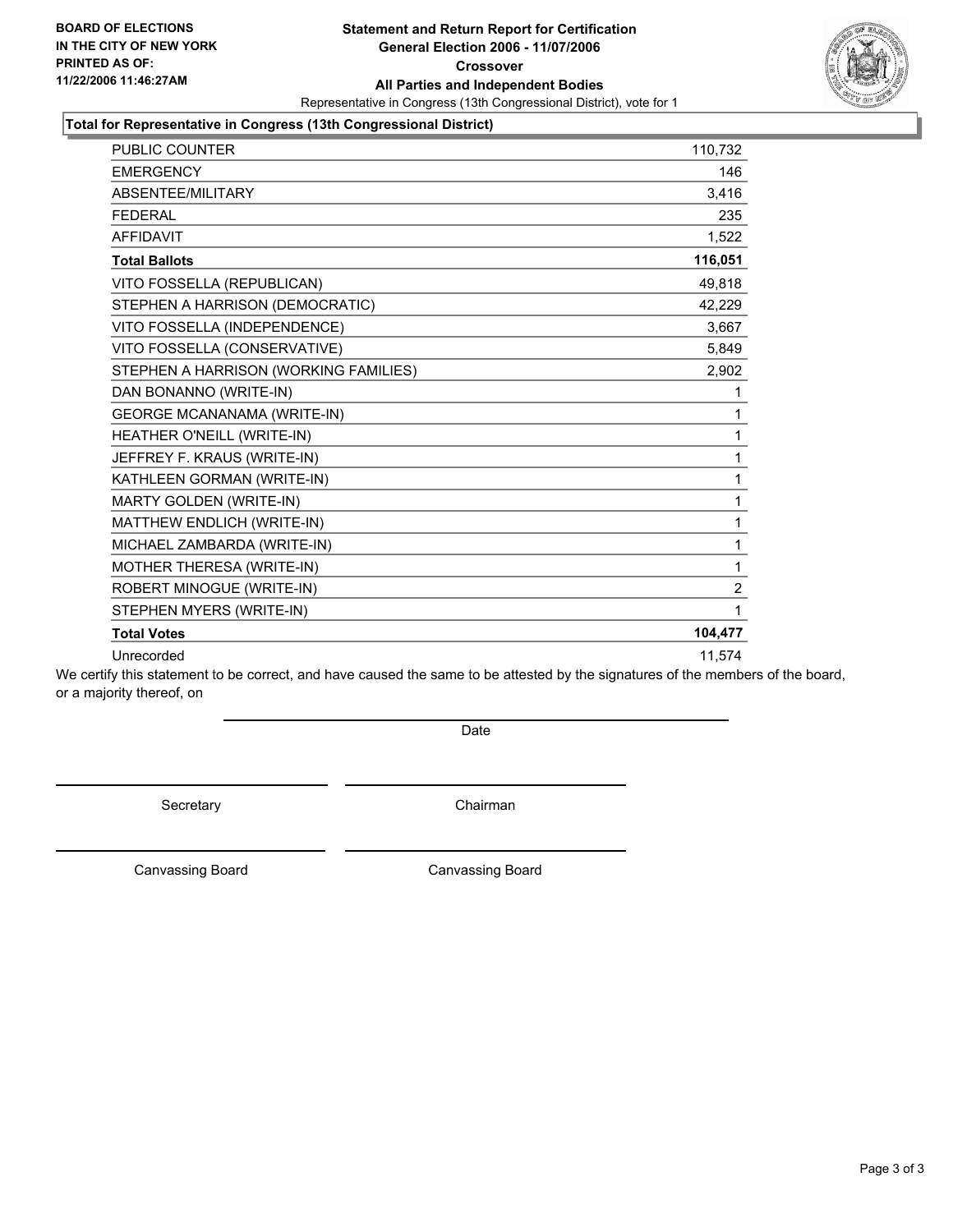BOARD OF ELECTIONS
IN THE CITY OF NEW YORK
PRINTED AS OF:
11/22/2006 11:46:27AM

# Statement and Return Report for Certification
## General Election 2006 - 11/07/2006
## Crossover
## All Parties and Independent Bodies

Representative in Congress (13th Congressional District), vote for 1

### Total for Representative in Congress (13th Congressional District)

| | |
|---|---|
| PUBLIC COUNTER | 110,732 |
| EMERGENCY | 146 |
| ABSENTEE/MILITARY | 3,416 |
| FEDERAL | 235 |
| AFFIDAVIT | 1,522 |
| **Total Ballots** | **116,051** |
| VITO FOSSELLA (REPUBLICAN) | 49,818 |
| STEPHEN A HARRISON (DEMOCRATIC) | 42,229 |
| VITO FOSSELLA (INDEPENDENCE) | 3,667 |
| VITO FOSSELLA (CONSERVATIVE) | 5,849 |
| STEPHEN A HARRISON (WORKING FAMILIES) | 2,902 |
| DAN BONANNO (WRITE-IN) | 1 |
| GEORGE MCANANAMA (WRITE-IN) | 1 |
| HEATHER O'NEILL (WRITE-IN) | 1 |
| JEFFREY F. KRAUS (WRITE-IN) | 1 |
| KATHLEEN GORMAN (WRITE-IN) | 1 |
| MARTY GOLDEN (WRITE-IN) | 1 |
| MATTHEW ENDLICH (WRITE-IN) | 1 |
| MICHAEL ZAMBARDA (WRITE-IN) | 1 |
| MOTHER THERESA (WRITE-IN) | 1 |
| ROBERT MINOGUE (WRITE-IN) | 2 |
| STEPHEN MYERS (WRITE-IN) | 1 |
| **Total Votes** | **104,477** |
| Unrecorded | 11,574 |

We certify this statement to be correct, and have caused the same to be attested by the signatures of the members of the board, or a majority thereof, on

Date

Secretary

Chairman

Canvassing Board

Canvassing Board